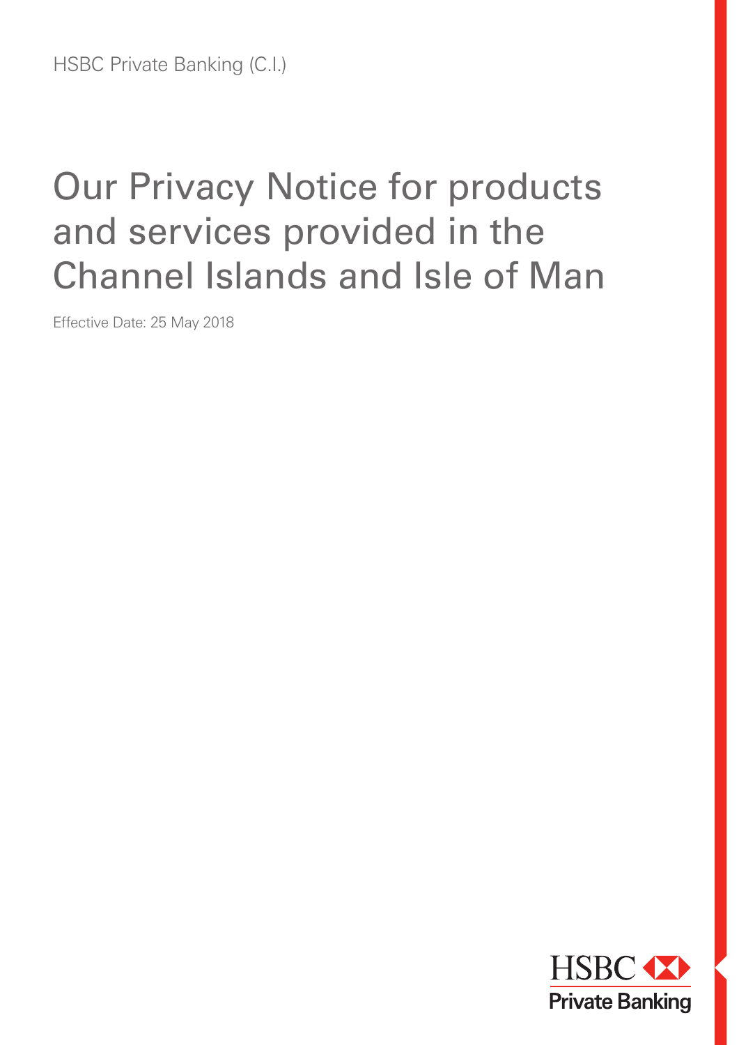HSBC Private Banking (C.I.)

# Our Privacy Notice for products and services provided in the Channel Islands and Isle of Man

Effective Date: 25 May 2018

HSBC Private Banking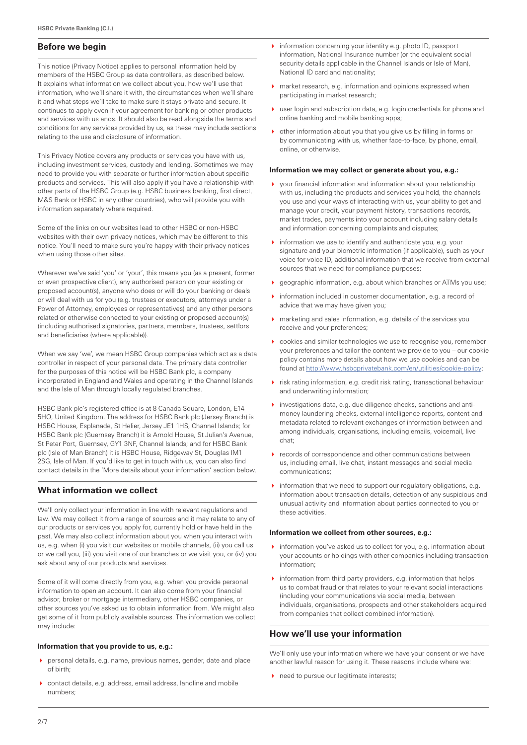## Before we begin

This notice (Privacy Notice) applies to personal information held by members of the HSBC Group as data controllers, as described below. It explains what information we collect about you, how we'll use that information, who we'll share it with, the circumstances when we'll share it and what steps we'll take to make sure it stays private and secure. It continues to apply even if your agreement for banking or other products and services with us ends. It should also be read alongside the terms and conditions for any services provided by us, as these may include sections relating to the use and disclosure of information.

This Privacy Notice covers any products or services you have with us, including investment services, custody and lending. Sometimes we may need to provide you with separate or further information about specific products and services. This will also apply if you have a relationship with other parts of the HSBC Group (e.g. HSBC business banking, first direct, M&S Bank or HSBC in any other countries), who will provide you with information separately where required.

Some of the links on our websites lead to other HSBC or non-HSBC websites with their own privacy notices, which may be different to this notice. You'll need to make sure you're happy with their privacy notices when using those other sites.

Wherever we've said 'you' or 'your', this means you (as a present, former or even prospective client), any authorised person on your existing or proposed account(s), anyone who does or will do your banking or deals or will deal with us for you (e.g. trustees or executors, attorneys under a Power of Attorney, employees or representatives) and any other persons related or otherwise connected to your existing or proposed account(s) (including authorised signatories, partners, members, trustees, settlors and beneficiaries (where applicable)).

When we say 'we', we mean HSBC Group companies which act as a data controller in respect of your personal data. The primary data controller for the purposes of this notice will be HSBC Bank plc, a company incorporated in England and Wales and operating in the Channel Islands and the Isle of Man through locally regulated branches.

HSBC Bank plc's registered office is at 8 Canada Square, London, E14 5HQ, United Kingdom. The address for HSBC Bank plc (Jersey Branch) is HSBC House, Esplanade, St Helier, Jersey JE1 1HS, Channel Islands; for HSBC Bank plc (Guernsey Branch) it is Arnold House, St Julian's Avenue, St Peter Port, Guernsey, GY1 3NF, Channel Islands; and for HSBC Bank plc (Isle of Man Branch) it is HSBC House, Ridgeway St, Douglas IM1 2SG, Isle of Man. If you'd like to get in touch with us, you can also find contact details in the 'More details about your information' section below.

## What information we collect

We'll only collect your information in line with relevant regulations and law. We may collect it from a range of sources and it may relate to any of our products or services you apply for, currently hold or have held in the past. We may also collect information about you when you interact with us, e.g. when (i) you visit our websites or mobile channels, (ii) you call us or we call you, (iii) you visit one of our branches or we visit you, or (iv) you ask about any of our products and services.

Some of it will come directly from you, e.g. when you provide personal information to open an account. It can also come from your financial advisor, broker or mortgage intermediary, other HSBC companies, or other sources you've asked us to obtain information from. We might also get some of it from publicly available sources. The information we collect may include:

**Information that you provide to us, e.g.:**

- personal details, e.g. name, previous names, gender, date and place of birth;
- contact details, e.g. address, email address, landline and mobile numbers;
- information concerning your identity e.g. photo ID, passport information, National Insurance number (or the equivalent social security details applicable in the Channel Islands or Isle of Man), National ID card and nationality;
- market research, e.g. information and opinions expressed when participating in market research;
- user login and subscription data, e.g. login credentials for phone and online banking and mobile banking apps;
- other information about you that you give us by filling in forms or by communicating with us, whether face-to-face, by phone, email, online, or otherwise.

**Information we may collect or generate about you, e.g.:**

- your financial information and information about your relationship with us, including the products and services you hold, the channels you use and your ways of interacting with us, your ability to get and manage your credit, your payment history, transactions records, market trades, payments into your account including salary details and information concerning complaints and disputes;
- information we use to identify and authenticate you, e.g. your signature and your biometric information (if applicable), such as your voice for voice ID, additional information that we receive from external sources that we need for compliance purposes;
- geographic information, e.g. about which branches or ATMs you use;
- information included in customer documentation, e.g. a record of advice that we may have given you;
- marketing and sales information, e.g. details of the services you receive and your preferences;
- cookies and similar technologies we use to recognise you, remember your preferences and tailor the content we provide to you – our cookie policy contains more details about how we use cookies and can be found at http://www.hsbcprivatebank.com/en/utilities/cookie-policy;
- risk rating information, e.g. credit risk rating, transactional behaviour and underwriting information;
- investigations data, e.g. due diligence checks, sanctions and anti-money laundering checks, external intelligence reports, content and metadata related to relevant exchanges of information between and among individuals, organisations, including emails, voicemail, live chat;
- records of correspondence and other communications between us, including email, live chat, instant messages and social media communications;
- information that we need to support our regulatory obligations, e.g. information about transaction details, detection of any suspicious and unusual activity and information about parties connected to you or these activities.

**Information we collect from other sources, e.g.:**

- information you've asked us to collect for you, e.g. information about your accounts or holdings with other companies including transaction information;
- information from third party providers, e.g. information that helps us to combat fraud or that relates to your relevant social interactions (including your communications via social media, between individuals, organisations, prospects and other stakeholders acquired from companies that collect combined information).

## How we'll use your information

We'll only use your information where we have your consent or we have another lawful reason for using it. These reasons include where we:

- need to pursue our legitimate interests;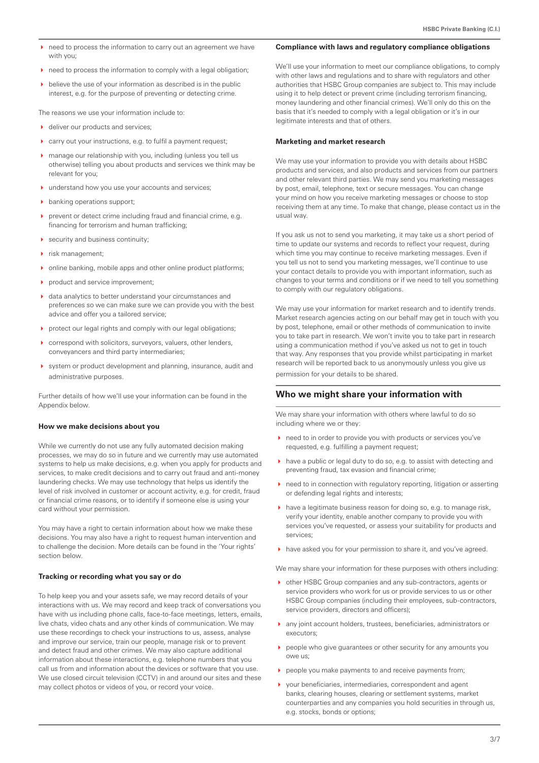- need to process the information to carry out an agreement we have with you;
- need to process the information to comply with a legal obligation;
- believe the use of your information as described is in the public interest, e.g. for the purpose of preventing or detecting crime.

The reasons we use your information include to:

- deliver our products and services;
- carry out your instructions, e.g. to fulfil a payment request;
- manage our relationship with you, including (unless you tell us otherwise) telling you about products and services we think may be relevant for you;
- understand how you use your accounts and services;
- banking operations support;
- prevent or detect crime including fraud and financial crime, e.g. financing for terrorism and human trafficking;
- security and business continuity;
- risk management;
- online banking, mobile apps and other online product platforms;
- product and service improvement;
- data analytics to better understand your circumstances and preferences so we can make sure we can provide you with the best advice and offer you a tailored service;
- protect our legal rights and comply with our legal obligations;
- correspond with solicitors, surveyors, valuers, other lenders, conveyancers and third party intermediaries;
- system or product development and planning, insurance, audit and administrative purposes.

Further details of how we'll use your information can be found in the Appendix below.

**How we make decisions about you**

While we currently do not use any fully automated decision making processes, we may do so in future and we currently may use automated systems to help us make decisions, e.g. when you apply for products and services, to make credit decisions and to carry out fraud and anti-money laundering checks. We may use technology that helps us identify the level of risk involved in customer or account activity, e.g. for credit, fraud or financial crime reasons, or to identify if someone else is using your card without your permission.

You may have a right to certain information about how we make these decisions. You may also have a right to request human intervention and to challenge the decision. More details can be found in the 'Your rights' section below.

**Tracking or recording what you say or do**

To help keep you and your assets safe, we may record details of your interactions with us. We may record and keep track of conversations you have with us including phone calls, face-to-face meetings, letters, emails, live chats, video chats and any other kinds of communication. We may use these recordings to check your instructions to us, assess, analyse and improve our service, train our people, manage risk or to prevent and detect fraud and other crimes. We may also capture additional information about these interactions, e.g. telephone numbers that you call us from and information about the devices or software that you use. We use closed circuit television (CCTV) in and around our sites and these may collect photos or videos of you, or record your voice.

**Compliance with laws and regulatory compliance obligations**

We'll use your information to meet our compliance obligations, to comply with other laws and regulations and to share with regulators and other authorities that HSBC Group companies are subject to. This may include using it to help detect or prevent crime (including terrorism financing, money laundering and other financial crimes). We'll only do this on the basis that it's needed to comply with a legal obligation or it's in our legitimate interests and that of others.

**Marketing and market research**

We may use your information to provide you with details about HSBC products and services, and also products and services from our partners and other relevant third parties. We may send you marketing messages by post, email, telephone, text or secure messages. You can change your mind on how you receive marketing messages or choose to stop receiving them at any time. To make that change, please contact us in the usual way.

If you ask us not to send you marketing, it may take us a short period of time to update our systems and records to reflect your request, during which time you may continue to receive marketing messages. Even if you tell us not to send you marketing messages, we'll continue to use your contact details to provide you with important information, such as changes to your terms and conditions or if we need to tell you something to comply with our regulatory obligations.

We may use your information for market research and to identify trends. Market research agencies acting on our behalf may get in touch with you by post, telephone, email or other methods of communication to invite you to take part in research. We won't invite you to take part in research using a communication method if you've asked us not to get in touch that way. Any responses that you provide whilst participating in market research will be reported back to us anonymously unless you give us permission for your details to be shared.

## Who we might share your information with

We may share your information with others where lawful to do so including where we or they:

- need to in order to provide you with products or services you've requested, e.g. fulfilling a payment request;
- have a public or legal duty to do so, e.g. to assist with detecting and preventing fraud, tax evasion and financial crime;
- need to in connection with regulatory reporting, litigation or asserting or defending legal rights and interests;
- have a legitimate business reason for doing so, e.g. to manage risk, verify your identity, enable another company to provide you with services you've requested, or assess your suitability for products and services;
- have asked you for your permission to share it, and you've agreed.

We may share your information for these purposes with others including:

- other HSBC Group companies and any sub-contractors, agents or service providers who work for us or provide services to us or other HSBC Group companies (including their employees, sub-contractors, service providers, directors and officers);
- any joint account holders, trustees, beneficiaries, administrators or executors;
- people who give guarantees or other security for any amounts you owe us;
- people you make payments to and receive payments from;
- your beneficiaries, intermediaries, correspondent and agent banks, clearing houses, clearing or settlement systems, market counterparties and any companies you hold securities in through us, e.g. stocks, bonds or options;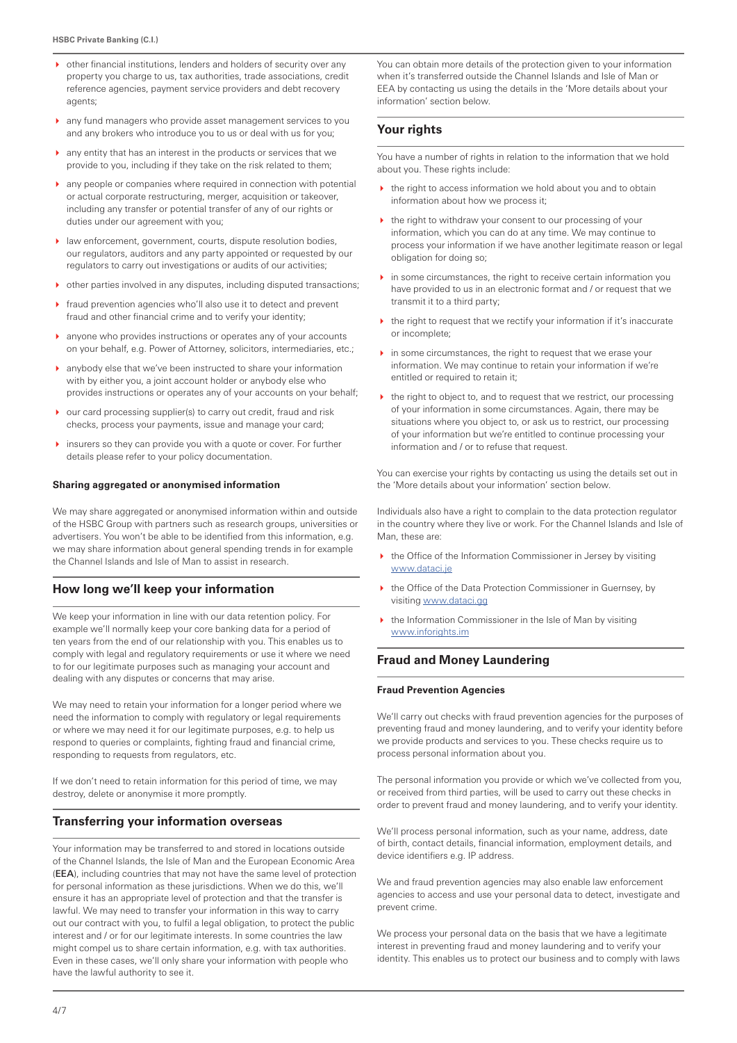- other financial institutions, lenders and holders of security over any property you charge to us, tax authorities, trade associations, credit reference agencies, payment service providers and debt recovery agents;
- any fund managers who provide asset management services to you and any brokers who introduce you to us or deal with us for you;
- any entity that has an interest in the products or services that we provide to you, including if they take on the risk related to them;
- any people or companies where required in connection with potential or actual corporate restructuring, merger, acquisition or takeover, including any transfer or potential transfer of any of our rights or duties under our agreement with you;
- law enforcement, government, courts, dispute resolution bodies, our regulators, auditors and any party appointed or requested by our regulators to carry out investigations or audits of our activities;
- other parties involved in any disputes, including disputed transactions;
- fraud prevention agencies who'll also use it to detect and prevent fraud and other financial crime and to verify your identity;
- anyone who provides instructions or operates any of your accounts on your behalf, e.g. Power of Attorney, solicitors, intermediaries, etc.;
- anybody else that we've been instructed to share your information with by either you, a joint account holder or anybody else who provides instructions or operates any of your accounts on your behalf;
- our card processing supplier(s) to carry out credit, fraud and risk checks, process your payments, issue and manage your card;
- insurers so they can provide you with a quote or cover. For further details please refer to your policy documentation.

#### Sharing aggregated or anonymised information

We may share aggregated or anonymised information within and outside of the HSBC Group with partners such as research groups, universities or advertisers. You won't be able to be identified from this information, e.g. we may share information about general spending trends in for example the Channel Islands and Isle of Man to assist in research.

### How long we'll keep your information

We keep your information in line with our data retention policy. For example we'll normally keep your core banking data for a period of ten years from the end of our relationship with you. This enables us to comply with legal and regulatory requirements or use it where we need to for our legitimate purposes such as managing your account and dealing with any disputes or concerns that may arise.

We may need to retain your information for a longer period where we need the information to comply with regulatory or legal requirements or where we may need it for our legitimate purposes, e.g. to help us respond to queries or complaints, fighting fraud and financial crime, responding to requests from regulators, etc.

If we don't need to retain information for this period of time, we may destroy, delete or anonymise it more promptly.

### Transferring your information overseas

Your information may be transferred to and stored in locations outside of the Channel Islands, the Isle of Man and the European Economic Area (**EEA**), including countries that may not have the same level of protection for personal information as these jurisdictions. When we do this, we'll ensure it has an appropriate level of protection and that the transfer is lawful. We may need to transfer your information in this way to carry out our contract with you, to fulfil a legal obligation, to protect the public interest and / or for our legitimate interests. In some countries the law might compel us to share certain information, e.g. with tax authorities. Even in these cases, we'll only share your information with people who have the lawful authority to see it.

You can obtain more details of the protection given to your information when it's transferred outside the Channel Islands and Isle of Man or EEA by contacting us using the details in the 'More details about your information' section below.

### Your rights

You have a number of rights in relation to the information that we hold about you. These rights include:

- the right to access information we hold about you and to obtain information about how we process it;
- the right to withdraw your consent to our processing of your information, which you can do at any time. We may continue to process your information if we have another legitimate reason or legal obligation for doing so;
- in some circumstances, the right to receive certain information you have provided to us in an electronic format and / or request that we transmit it to a third party;
- the right to request that we rectify your information if it's inaccurate or incomplete;
- in some circumstances, the right to request that we erase your information. We may continue to retain your information if we're entitled or required to retain it;
- the right to object to, and to request that we restrict, our processing of your information in some circumstances. Again, there may be situations where you object to, or ask us to restrict, our processing of your information but we're entitled to continue processing your information and / or to refuse that request.

You can exercise your rights by contacting us using the details set out in the 'More details about your information' section below.

Individuals also have a right to complain to the data protection regulator in the country where they live or work. For the Channel Islands and Isle of Man, these are:

- the Office of the Information Commissioner in Jersey by visiting www.dataci.je
- the Office of the Data Protection Commissioner in Guernsey, by visiting www.dataci.gg
- the Information Commissioner in the Isle of Man by visiting www.inforights.im

### Fraud and Money Laundering

#### Fraud Prevention Agencies

We'll carry out checks with fraud prevention agencies for the purposes of preventing fraud and money laundering, and to verify your identity before we provide products and services to you. These checks require us to process personal information about you.

The personal information you provide or which we've collected from you, or received from third parties, will be used to carry out these checks in order to prevent fraud and money laundering, and to verify your identity.

We'll process personal information, such as your name, address, date of birth, contact details, financial information, employment details, and device identifiers e.g. IP address.

We and fraud prevention agencies may also enable law enforcement agencies to access and use your personal data to detect, investigate and prevent crime.

We process your personal data on the basis that we have a legitimate interest in preventing fraud and money laundering and to verify your identity. This enables us to protect our business and to comply with laws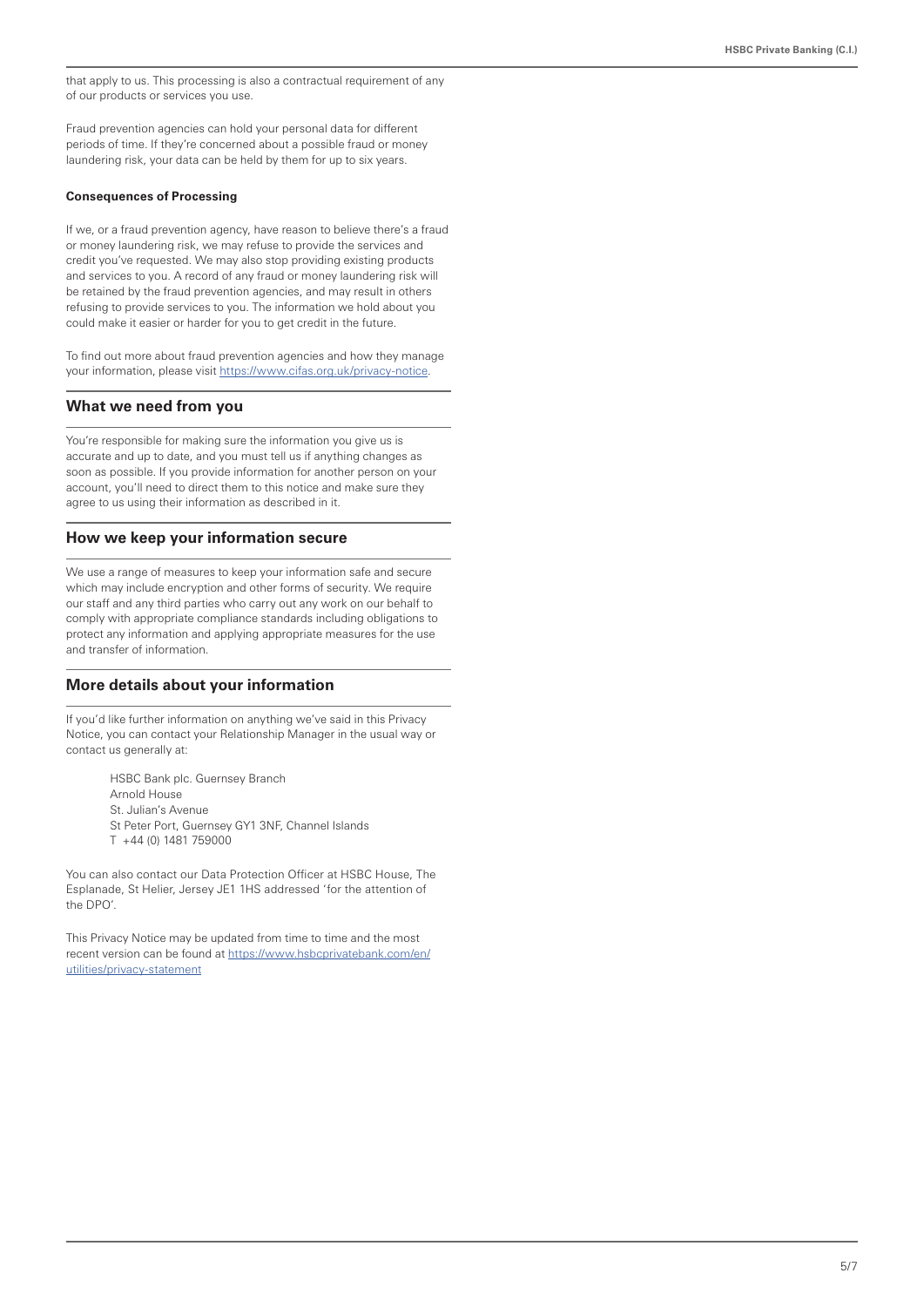that apply to us. This processing is also a contractual requirement of any of our products or services you use.

Fraud prevention agencies can hold your personal data for different periods of time. If they're concerned about a possible fraud or money laundering risk, your data can be held by them for up to six years.

**Consequences of Processing**

If we, or a fraud prevention agency, have reason to believe there's a fraud or money laundering risk, we may refuse to provide the services and credit you've requested. We may also stop providing existing products and services to you. A record of any fraud or money laundering risk will be retained by the fraud prevention agencies, and may result in others refusing to provide services to you. The information we hold about you could make it easier or harder for you to get credit in the future.

To find out more about fraud prevention agencies and how they manage your information, please visit https://www.cifas.org.uk/privacy-notice.

## What we need from you

You're responsible for making sure the information you give us is accurate and up to date, and you must tell us if anything changes as soon as possible. If you provide information for another person on your account, you'll need to direct them to this notice and make sure they agree to us using their information as described in it.

## How we keep your information secure

We use a range of measures to keep your information safe and secure which may include encryption and other forms of security. We require our staff and any third parties who carry out any work on our behalf to comply with appropriate compliance standards including obligations to protect any information and applying appropriate measures for the use and transfer of information.

## More details about your information

If you'd like further information on anything we've said in this Privacy Notice, you can contact your Relationship Manager in the usual way or contact us generally at:

HSBC Bank plc. Guernsey Branch
Arnold House
St. Julian's Avenue
St Peter Port, Guernsey GY1 3NF, Channel Islands
T +44 (0) 1481 759000

You can also contact our Data Protection Officer at HSBC House, The Esplanade, St Helier, Jersey JE1 1HS addressed 'for the attention of the DPO'.

This Privacy Notice may be updated from time to time and the most recent version can be found at https://www.hsbcprivatebank.com/en/utilities/privacy-statement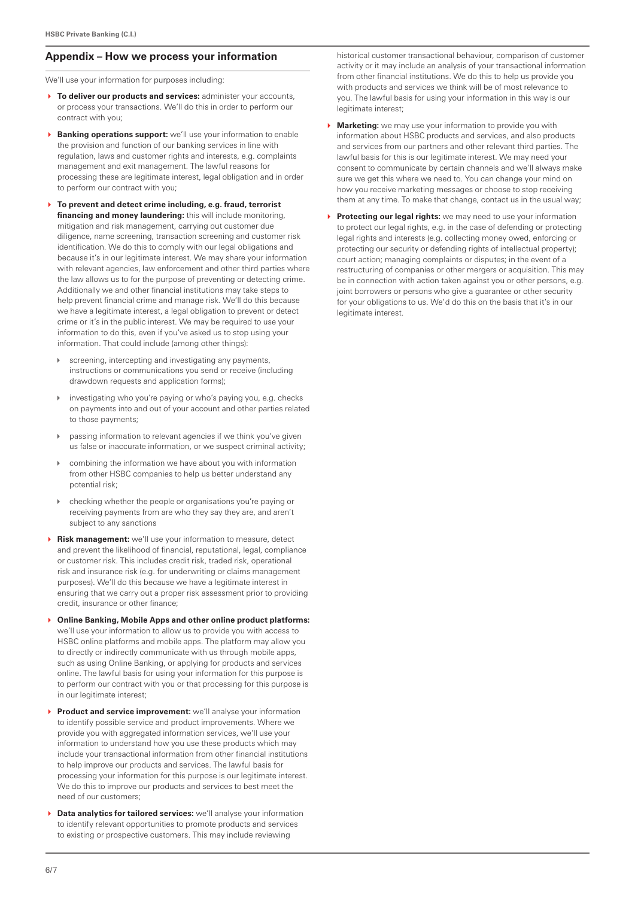## Appendix – How we process your information

We'll use your information for purposes including:

- **To deliver our products and services:** administer your accounts, or process your transactions. We'll do this in order to perform our contract with you;
- **Banking operations support:** we'll use your information to enable the provision and function of our banking services in line with regulation, laws and customer rights and interests, e.g. complaints management and exit management. The lawful reasons for processing these are legitimate interest, legal obligation and in order to perform our contract with you;
- **To prevent and detect crime including, e.g. fraud, terrorist financing and money laundering:** this will include monitoring, mitigation and risk management, carrying out customer due diligence, name screening, transaction screening and customer risk identification. We do this to comply with our legal obligations and because it's in our legitimate interest. We may share your information with relevant agencies, law enforcement and other third parties where the law allows us to for the purpose of preventing or detecting crime. Additionally we and other financial institutions may take steps to help prevent financial crime and manage risk. We'll do this because we have a legitimate interest, a legal obligation to prevent or detect crime or it's in the public interest. We may be required to use your information to do this, even if you've asked us to stop using your information. That could include (among other things):
  - screening, intercepting and investigating any payments, instructions or communications you send or receive (including drawdown requests and application forms);
  - investigating who you're paying or who's paying you, e.g. checks on payments into and out of your account and other parties related to those payments;
  - passing information to relevant agencies if we think you've given us false or inaccurate information, or we suspect criminal activity;
  - combining the information we have about you with information from other HSBC companies to help us better understand any potential risk;
  - checking whether the people or organisations you're paying or receiving payments from are who they say they are, and aren't subject to any sanctions
- **Risk management:** we'll use your information to measure, detect and prevent the likelihood of financial, reputational, legal, compliance or customer risk. This includes credit risk, traded risk, operational risk and insurance risk (e.g. for underwriting or claims management purposes). We'll do this because we have a legitimate interest in ensuring that we carry out a proper risk assessment prior to providing credit, insurance or other finance;
- **Online Banking, Mobile Apps and other online product platforms:** we'll use your information to allow us to provide you with access to HSBC online platforms and mobile apps. The platform may allow you to directly or indirectly communicate with us through mobile apps, such as using Online Banking, or applying for products and services online. The lawful basis for using your information for this purpose is to perform our contract with you or that processing for this purpose is in our legitimate interest;
- **Product and service improvement:** we'll analyse your information to identify possible service and product improvements. Where we provide you with aggregated information services, we'll use your information to understand how you use these products which may include your transactional information from other financial institutions to help improve our products and services. The lawful basis for processing your information for this purpose is our legitimate interest. We do this to improve our products and services to best meet the need of our customers;
- **Data analytics for tailored services:** we'll analyse your information to identify relevant opportunities to promote products and services to existing or prospective customers. This may include reviewing historical customer transactional behaviour, comparison of customer activity or it may include an analysis of your transactional information from other financial institutions. We do this to help us provide you with products and services we think will be of most relevance to you. The lawful basis for using your information in this way is our legitimate interest;
- **Marketing:** we may use your information to provide you with information about HSBC products and services, and also products and services from our partners and other relevant third parties. The lawful basis for this is our legitimate interest. We may need your consent to communicate by certain channels and we'll always make sure we get this where we need to. You can change your mind on how you receive marketing messages or choose to stop receiving them at any time. To make that change, contact us in the usual way;
- **Protecting our legal rights:** we may need to use your information to protect our legal rights, e.g. in the case of defending or protecting legal rights and interests (e.g. collecting money owed, enforcing or protecting our security or defending rights of intellectual property); court action; managing complaints or disputes; in the event of a restructuring of companies or other mergers or acquisition. This may be in connection with action taken against you or other persons, e.g. joint borrowers or persons who give a guarantee or other security for your obligations to us. We'd do this on the basis that it's in our legitimate interest.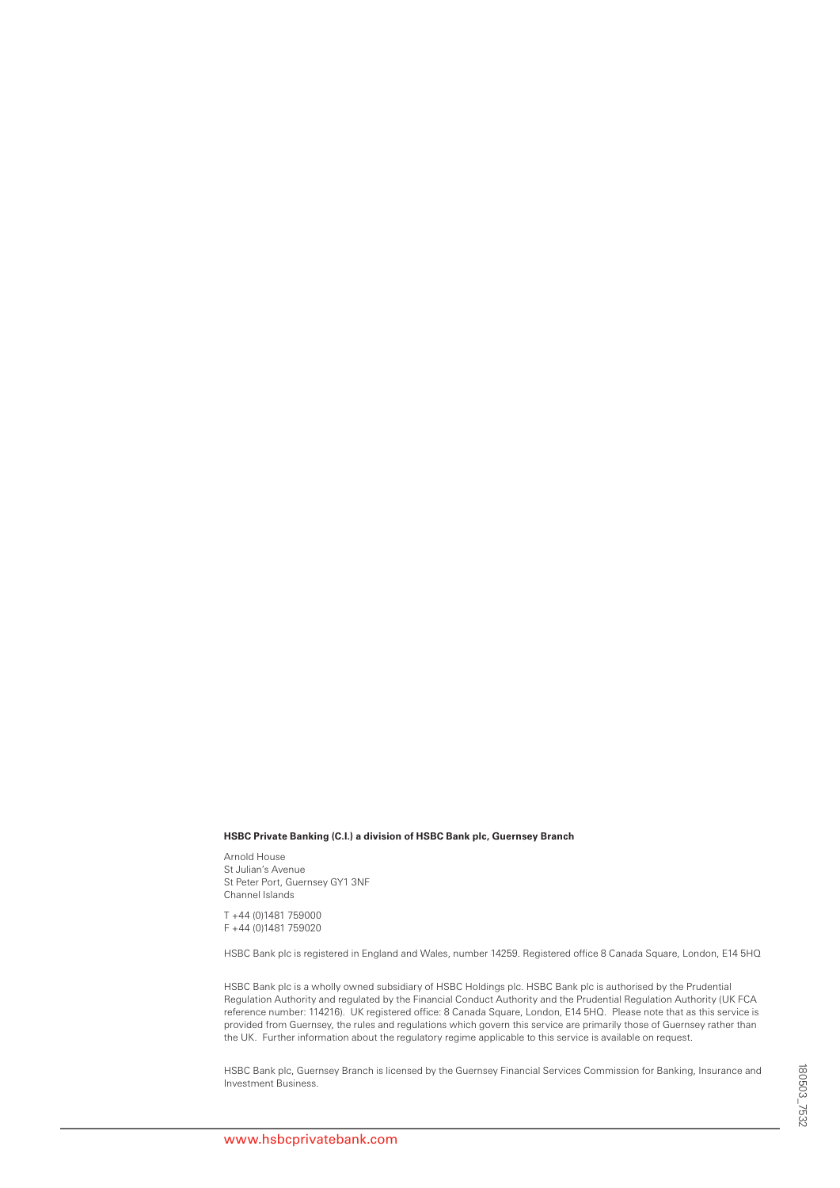**HSBC Private Banking (C.I.) a division of HSBC Bank plc, Guernsey Branch**

Arnold House
St Julian's Avenue
St Peter Port, Guernsey GY1 3NF
Channel Islands

T +44 (0)1481 759000
F +44 (0)1481 759020

HSBC Bank plc is registered in England and Wales, number 14259. Registered office 8 Canada Square, London, E14 5HQ

HSBC Bank plc is a wholly owned subsidiary of HSBC Holdings plc. HSBC Bank plc is authorised by the Prudential Regulation Authority and regulated by the Financial Conduct Authority and the Prudential Regulation Authority (UK FCA reference number: 114216). UK registered office: 8 Canada Square, London, E14 5HQ. Please note that as this service is provided from Guernsey, the rules and regulations which govern this service are primarily those of Guernsey rather than the UK. Further information about the regulatory regime applicable to this service is available on request.

HSBC Bank plc, Guernsey Branch is licensed by the Guernsey Financial Services Commission for Banking, Insurance and Investment Business.

180503_7532

www.hsbcprivatebank.com